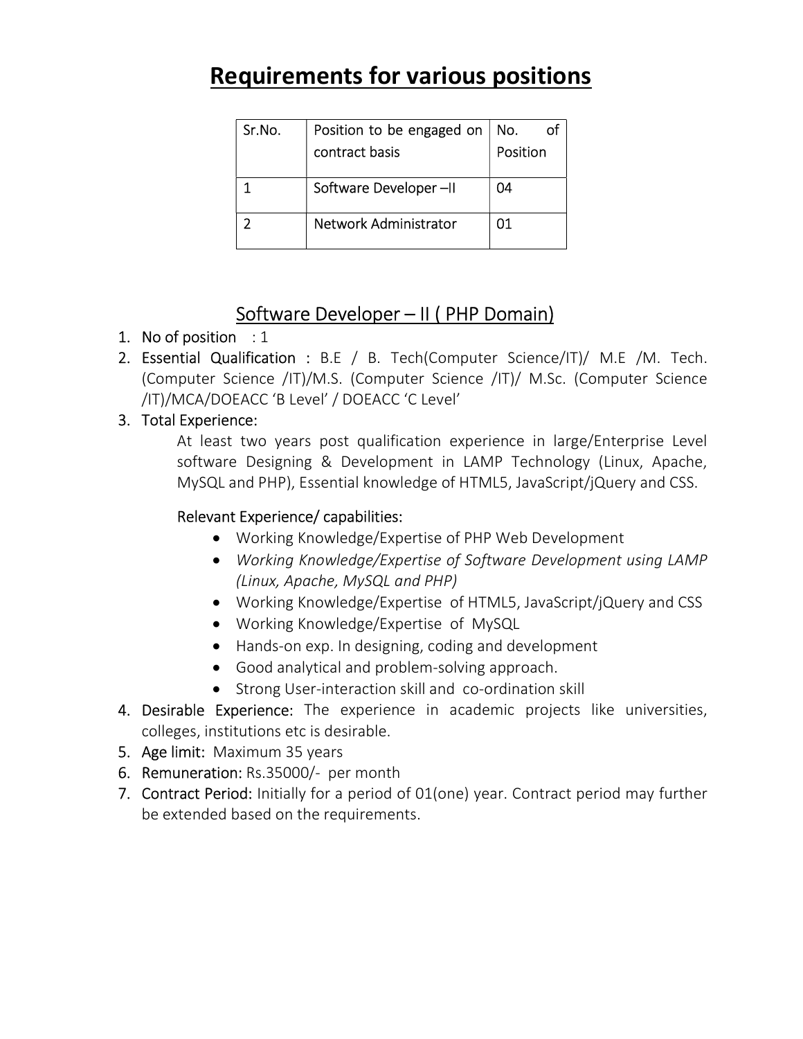# Requirements for various positions

| Sr.No. | Position to be engaged on contract basis | No. of Position |
|---|---|---|
| 1 | Software Developer –II | 04 |
| 2 | Network Administrator | 01 |

## Software Developer – II ( PHP Domain)

1. **No of position** : 1
2. **Essential Qualification** : B.E / B. Tech(Computer Science/IT)/ M.E /M. Tech. (Computer Science /IT)/M.S. (Computer Science /IT)/ M.Sc. (Computer Science /IT)/MCA/DOEACC 'B Level' / DOEACC 'C Level'
3. **Total Experience:**

   At least two years post qualification experience in large/Enterprise Level software Designing & Development in LAMP Technology (Linux, Apache, MySQL and PHP), Essential knowledge of HTML5, JavaScript/jQuery and CSS.

   **Relevant Experience/ capabilities:**

   - Working Knowledge/Expertise of PHP Web Development
   - *Working Knowledge/Expertise of Software Development using LAMP (Linux, Apache, MySQL and PHP)*
   - Working Knowledge/Expertise of HTML5, JavaScript/jQuery and CSS
   - Working Knowledge/Expertise of MySQL
   - Hands-on exp. In designing, coding and development
   - Good analytical and problem-solving approach.
   - Strong User-interaction skill and co-ordination skill

4. **Desirable Experience:** The experience in academic projects like universities, colleges, institutions etc is desirable.
5. **Age limit:** Maximum 35 years
6. **Remuneration:** Rs.35000/- per month
7. **Contract Period:** Initially for a period of 01(one) year. Contract period may further be extended based on the requirements.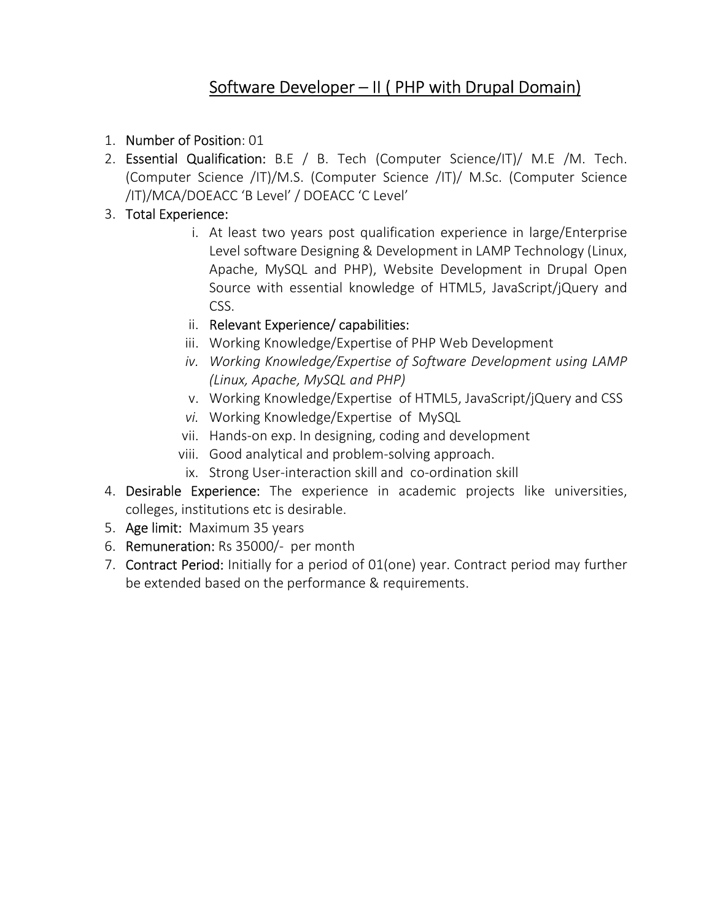## Software Developer – II ( PHP with Drupal Domain)

1. **Number of Position**: 01
2. **Essential Qualification:** B.E / B. Tech (Computer Science/IT)/ M.E /M. Tech. (Computer Science /IT)/M.S. (Computer Science /IT)/ M.Sc. (Computer Science /IT)/MCA/DOEACC 'B Level' / DOEACC 'C Level'
3. **Total Experience:**
   1. At least two years post qualification experience in large/Enterprise Level software Designing & Development in LAMP Technology (Linux, Apache, MySQL and PHP), Website Development in Drupal Open Source with essential knowledge of HTML5, JavaScript/jQuery and CSS.
   2. Relevant Experience/ capabilities:
   3. Working Knowledge/Expertise of PHP Web Development
   4. *Working Knowledge/Expertise of Software Development using LAMP (Linux, Apache, MySQL and PHP)*
   5. Working Knowledge/Expertise of HTML5, JavaScript/jQuery and CSS
   6. Working Knowledge/Expertise of MySQL
   7. Hands-on exp. In designing, coding and development
   8. Good analytical and problem-solving approach.
   9. Strong User-interaction skill and co-ordination skill
4. **Desirable Experience:** The experience in academic projects like universities, colleges, institutions etc is desirable.
5. **Age limit:** Maximum 35 years
6. **Remuneration:** Rs 35000/- per month
7. **Contract Period:** Initially for a period of 01(one) year. Contract period may further be extended based on the performance & requirements.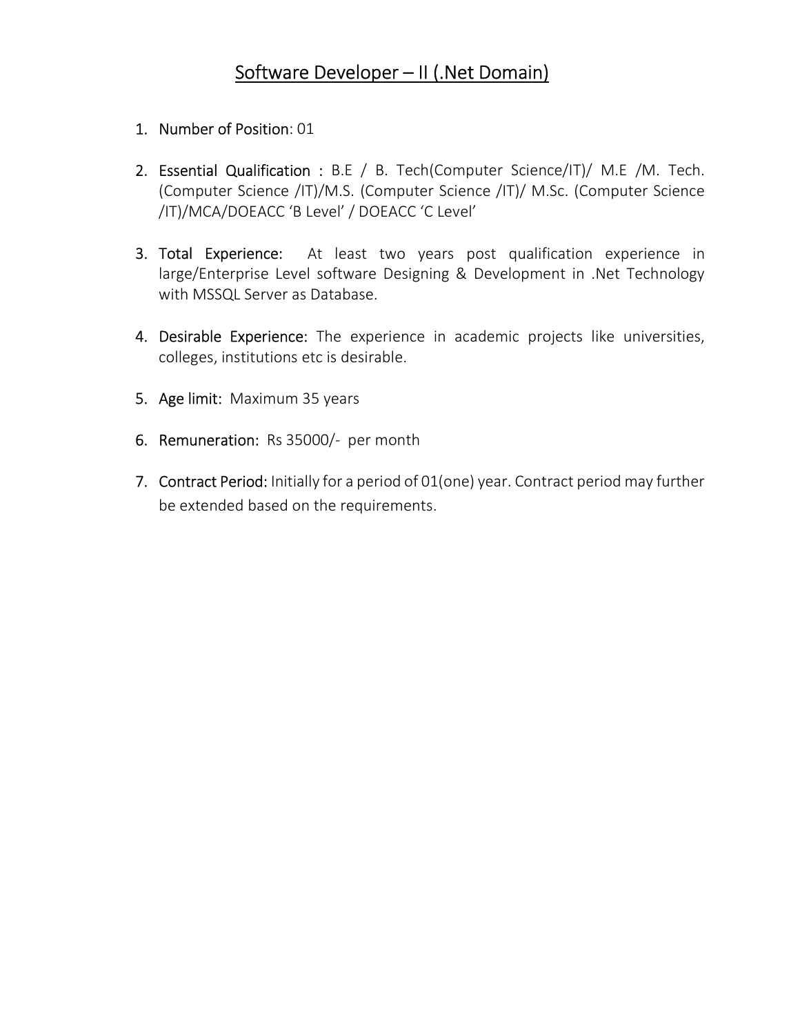# Software Developer – II (.Net Domain)

1. Number of Position: 01

2. Essential Qualification : B.E / B. Tech(Computer Science/IT)/ M.E /M. Tech. (Computer Science /IT)/M.S. (Computer Science /IT)/ M.Sc. (Computer Science /IT)/MCA/DOEACC 'B Level' / DOEACC 'C Level'

3. Total Experience: At least two years post qualification experience in large/Enterprise Level software Designing & Development in .Net Technology with MSSQL Server as Database.

4. Desirable Experience: The experience in academic projects like universities, colleges, institutions etc is desirable.

5. Age limit: Maximum 35 years

6. Remuneration: Rs 35000/- per month

7. Contract Period: Initially for a period of 01(one) year. Contract period may further be extended based on the requirements.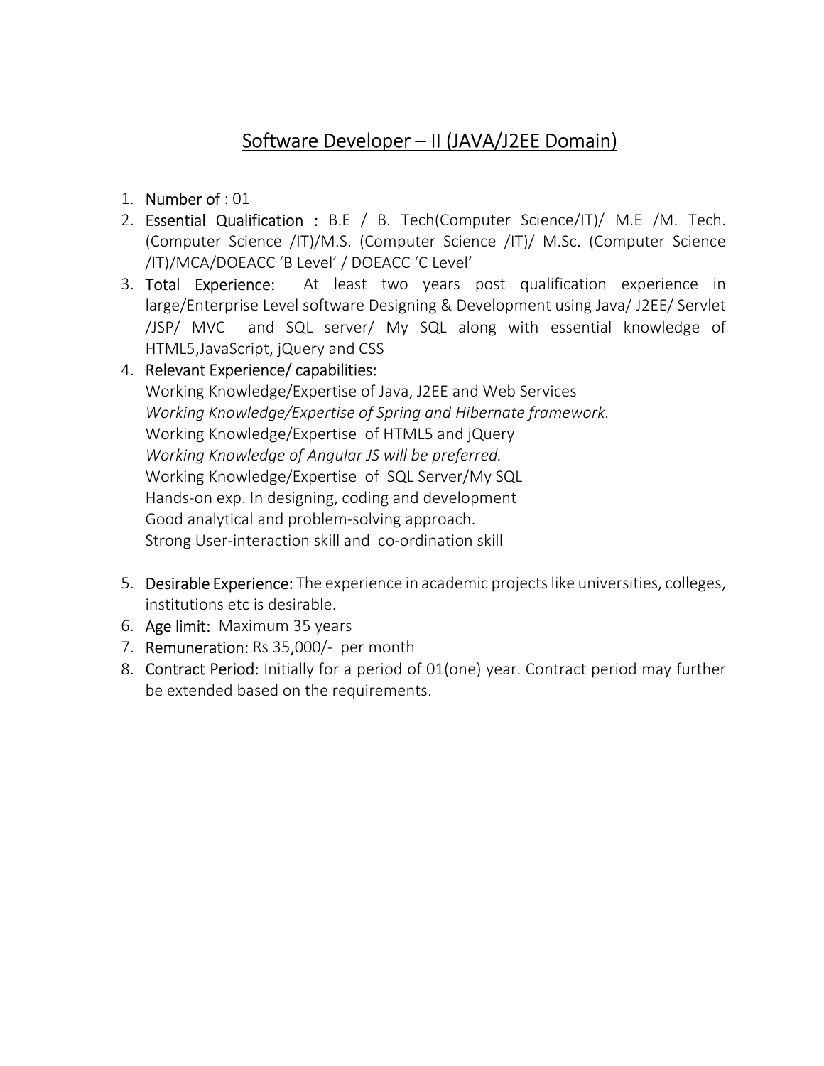# <u>Software Developer – II (JAVA/J2EE Domain)</u>

1. **Number of** : 01
2. **Essential Qualification :** B.E / B. Tech(Computer Science/IT)/ M.E /M. Tech. (Computer Science /IT)/M.S. (Computer Science /IT)/ M.Sc. (Computer Science /IT)/MCA/DOEACC 'B Level' / DOEACC 'C Level'
3. **Total Experience:** At least two years post qualification experience in large/Enterprise Level software Designing & Development using Java/ J2EE/ Servlet /JSP/ MVC and SQL server/ My SQL along with essential knowledge of HTML5,JavaScript, jQuery and CSS
4. **Relevant Experience/ capabilities:**
   Working Knowledge/Expertise of Java, J2EE and Web Services
   *Working Knowledge/Expertise of Spring and Hibernate framework.*
   Working Knowledge/Expertise of HTML5 and jQuery
   *Working Knowledge of Angular JS will be preferred.*
   Working Knowledge/Expertise of SQL Server/My SQL
   Hands-on exp. In designing, coding and development
   Good analytical and problem-solving approach.
   Strong User-interaction skill and co-ordination skill

5. **Desirable Experience:** The experience in academic projects like universities, colleges, institutions etc is desirable.
6. **Age limit:** Maximum 35 years
7. **Remuneration:** Rs 35,000/- per month
8. **Contract Period:** Initially for a period of 01(one) year. Contract period may further be extended based on the requirements.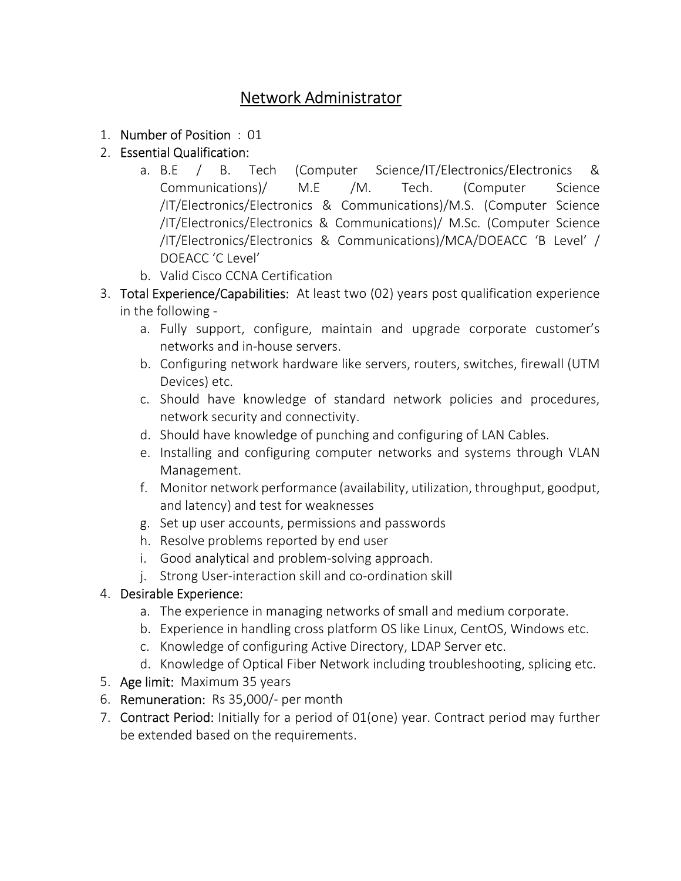# Network Administrator

1. **Number of Position** : 01
2. **Essential Qualification:**
   a. B.E / B. Tech (Computer Science/IT/Electronics/Electronics & Communications)/ M.E /M. Tech. (Computer Science /IT/Electronics/Electronics & Communications)/M.S. (Computer Science /IT/Electronics/Electronics & Communications)/ M.Sc. (Computer Science /IT/Electronics/Electronics & Communications)/MCA/DOEACC 'B Level' / DOEACC 'C Level'
   b. Valid Cisco CCNA Certification
3. **Total Experience/Capabilities:** At least two (02) years post qualification experience in the following -
   a. Fully support, configure, maintain and upgrade corporate customer's networks and in-house servers.
   b. Configuring network hardware like servers, routers, switches, firewall (UTM Devices) etc.
   c. Should have knowledge of standard network policies and procedures, network security and connectivity.
   d. Should have knowledge of punching and configuring of LAN Cables.
   e. Installing and configuring computer networks and systems through VLAN Management.
   f. Monitor network performance (availability, utilization, throughput, goodput, and latency) and test for weaknesses
   g. Set up user accounts, permissions and passwords
   h. Resolve problems reported by end user
   i. Good analytical and problem-solving approach.
   j. Strong User-interaction skill and co-ordination skill
4. **Desirable Experience:**
   a. The experience in managing networks of small and medium corporate.
   b. Experience in handling cross platform OS like Linux, CentOS, Windows etc.
   c. Knowledge of configuring Active Directory, LDAP Server etc.
   d. Knowledge of Optical Fiber Network including troubleshooting, splicing etc.
5. **Age limit:** Maximum 35 years
6. **Remuneration:** Rs 35,000/- per month
7. **Contract Period:** Initially for a period of 01(one) year. Contract period may further be extended based on the requirements.